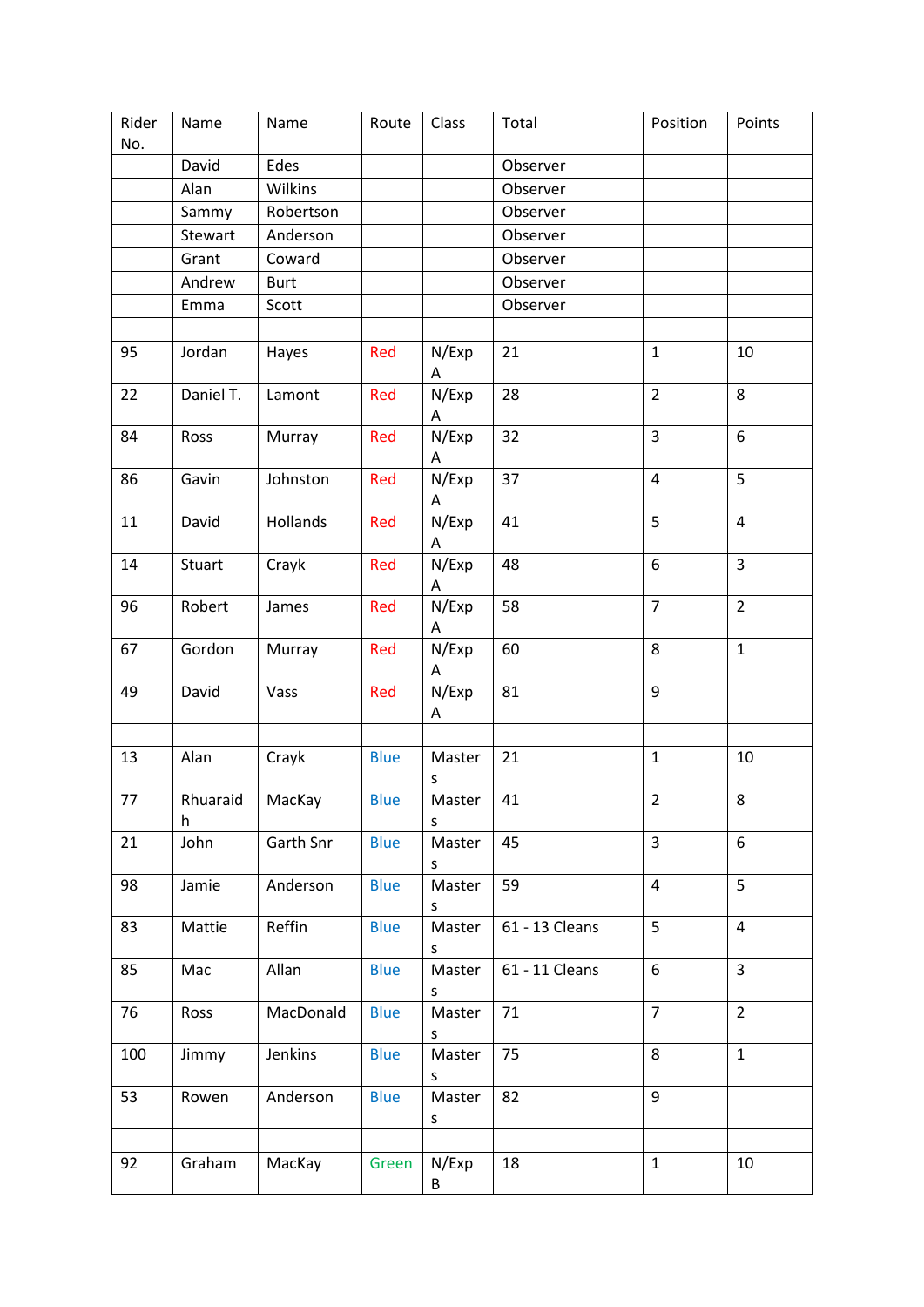| Rider No. | Name | Name | Route | Class | Total | Position | Points |
|---|---|---|---|---|---|---|---|
| | David | Edes | | | Observer | | |
| | Alan | Wilkins | | | Observer | | |
| | Sammy | Robertson | | | Observer | | |
| | Stewart | Anderson | | | Observer | | |
| | Grant | Coward | | | Observer | | |
| | Andrew | Burt | | | Observer | | |
| | Emma | Scott | | | Observer | | |
| | | | | | | | |
| 95 | Jordan | Hayes | Red | N/Exp A | 21 | 1 | 10 |
| 22 | Daniel T. | Lamont | Red | N/Exp A | 28 | 2 | 8 |
| 84 | Ross | Murray | Red | N/Exp A | 32 | 3 | 6 |
| 86 | Gavin | Johnston | Red | N/Exp A | 37 | 4 | 5 |
| 11 | David | Hollands | Red | N/Exp A | 41 | 5 | 4 |
| 14 | Stuart | Crayk | Red | N/Exp A | 48 | 6 | 3 |
| 96 | Robert | James | Red | N/Exp A | 58 | 7 | 2 |
| 67 | Gordon | Murray | Red | N/Exp A | 60 | 8 | 1 |
| 49 | David | Vass | Red | N/Exp A | 81 | 9 | |
| | | | | | | | |
| 13 | Alan | Crayk | Blue | Masters | 21 | 1 | 10 |
| 77 | Rhuaraidh | MacKay | Blue | Masters | 41 | 2 | 8 |
| 21 | John | Garth Snr | Blue | Masters | 45 | 3 | 6 |
| 98 | Jamie | Anderson | Blue | Masters | 59 | 4 | 5 |
| 83 | Mattie | Reffin | Blue | Masters | 61 - 13 Cleans | 5 | 4 |
| 85 | Mac | Allan | Blue | Masters | 61 - 11 Cleans | 6 | 3 |
| 76 | Ross | MacDonald | Blue | Masters | 71 | 7 | 2 |
| 100 | Jimmy | Jenkins | Blue | Masters | 75 | 8 | 1 |
| 53 | Rowen | Anderson | Blue | Masters | 82 | 9 | |
| | | | | | | | |
| 92 | Graham | MacKay | Green | N/Exp B | 18 | 1 | 10 |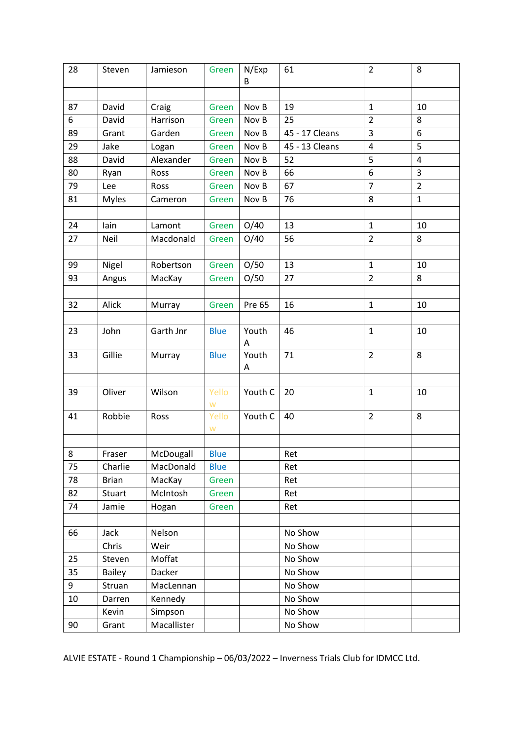| | | | | | | | |
|---|---|---|---|---|---|---|---|
| 28 | Steven | Jamieson | Green | N/Exp B | 61 | 2 | 8 |
| | | | | | | | |
| 87 | David | Craig | Green | Nov B | 19 | 1 | 10 |
| 6 | David | Harrison | Green | Nov B | 25 | 2 | 8 |
| 89 | Grant | Garden | Green | Nov B | 45 - 17 Cleans | 3 | 6 |
| 29 | Jake | Logan | Green | Nov B | 45 - 13 Cleans | 4 | 5 |
| 88 | David | Alexander | Green | Nov B | 52 | 5 | 4 |
| 80 | Ryan | Ross | Green | Nov B | 66 | 6 | 3 |
| 79 | Lee | Ross | Green | Nov B | 67 | 7 | 2 |
| 81 | Myles | Cameron | Green | Nov B | 76 | 8 | 1 |
| | | | | | | | |
| 24 | Iain | Lamont | Green | O/40 | 13 | 1 | 10 |
| 27 | Neil | Macdonald | Green | O/40 | 56 | 2 | 8 |
| | | | | | | | |
| 99 | Nigel | Robertson | Green | O/50 | 13 | 1 | 10 |
| 93 | Angus | MacKay | Green | O/50 | 27 | 2 | 8 |
| | | | | | | | |
| 32 | Alick | Murray | Green | Pre 65 | 16 | 1 | 10 |
| | | | | | | | |
| 23 | John | Garth Jnr | Blue | Youth A | 46 | 1 | 10 |
| 33 | Gillie | Murray | Blue | Youth A | 71 | 2 | 8 |
| | | | | | | | |
| 39 | Oliver | Wilson | Yellow | Youth C | 20 | 1 | 10 |
| 41 | Robbie | Ross | Yellow | Youth C | 40 | 2 | 8 |
| | | | | | | | |
| 8 | Fraser | McDougall | Blue | | Ret | | |
| 75 | Charlie | MacDonald | Blue | | Ret | | |
| 78 | Brian | MacKay | Green | | Ret | | |
| 82 | Stuart | McIntosh | Green | | Ret | | |
| 74 | Jamie | Hogan | Green | | Ret | | |
| | | | | | | | |
| 66 | Jack | Nelson | | | No Show | | |
| | Chris | Weir | | | No Show | | |
| 25 | Steven | Moffat | | | No Show | | |
| 35 | Bailey | Dacker | | | No Show | | |
| 9 | Struan | MacLennan | | | No Show | | |
| 10 | Darren | Kennedy | | | No Show | | |
| | Kevin | Simpson | | | No Show | | |
| 90 | Grant | Macallister | | | No Show | | |

ALVIE ESTATE - Round 1 Championship – 06/03/2022 – Inverness Trials Club for IDMCC Ltd.